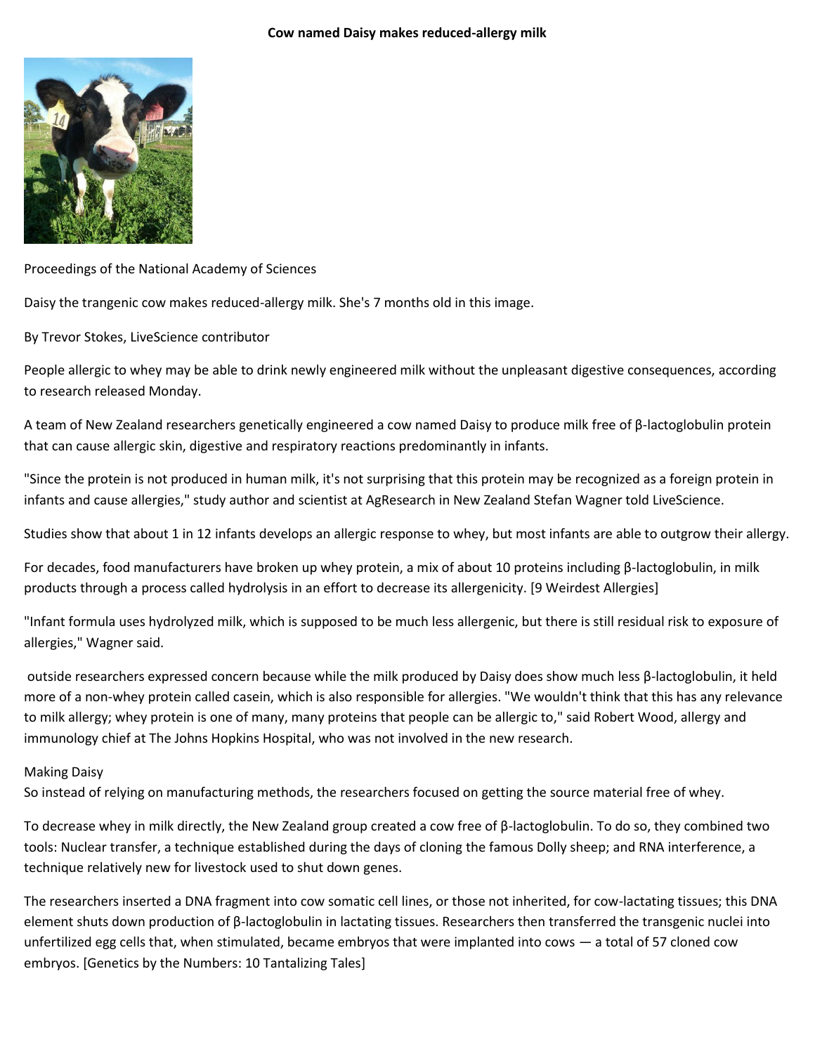# Cow named Daisy makes reduced-allergy milk

Proceedings of the National Academy of Sciences

Daisy the trangenic cow makes reduced-allergy milk. She's 7 months old in this image.

By Trevor Stokes, LiveScience contributor

People allergic to whey may be able to drink newly engineered milk without the unpleasant digestive consequences, according to research released Monday.

A team of New Zealand researchers genetically engineered a cow named Daisy to produce milk free of β-lactoglobulin protein that can cause allergic skin, digestive and respiratory reactions predominantly in infants.

"Since the protein is not produced in human milk, it's not surprising that this protein may be recognized as a foreign protein in infants and cause allergies," study author and scientist at AgResearch in New Zealand Stefan Wagner told LiveScience.

Studies show that about 1 in 12 infants develops an allergic response to whey, but most infants are able to outgrow their allergy.

For decades, food manufacturers have broken up whey protein, a mix of about 10 proteins including β-lactoglobulin, in milk products through a process called hydrolysis in an effort to decrease its allergenicity. [9 Weirdest Allergies]

"Infant formula uses hydrolyzed milk, which is supposed to be much less allergenic, but there is still residual risk to exposure of allergies," Wagner said.

outside researchers expressed concern because while the milk produced by Daisy does show much less β-lactoglobulin, it held more of a non-whey protein called casein, which is also responsible for allergies. "We wouldn't think that this has any relevance to milk allergy; whey protein is one of many, many proteins that people can be allergic to," said Robert Wood, allergy and immunology chief at The Johns Hopkins Hospital, who was not involved in the new research.

## Making Daisy

So instead of relying on manufacturing methods, the researchers focused on getting the source material free of whey.

To decrease whey in milk directly, the New Zealand group created a cow free of β-lactoglobulin. To do so, they combined two tools: Nuclear transfer, a technique established during the days of cloning the famous Dolly sheep; and RNA interference, a technique relatively new for livestock used to shut down genes.

The researchers inserted a DNA fragment into cow somatic cell lines, or those not inherited, for cow-lactating tissues; this DNA element shuts down production of β-lactoglobulin in lactating tissues. Researchers then transferred the transgenic nuclei into unfertilized egg cells that, when stimulated, became embryos that were implanted into cows — a total of 57 cloned cow embryos. [Genetics by the Numbers: 10 Tantalizing Tales]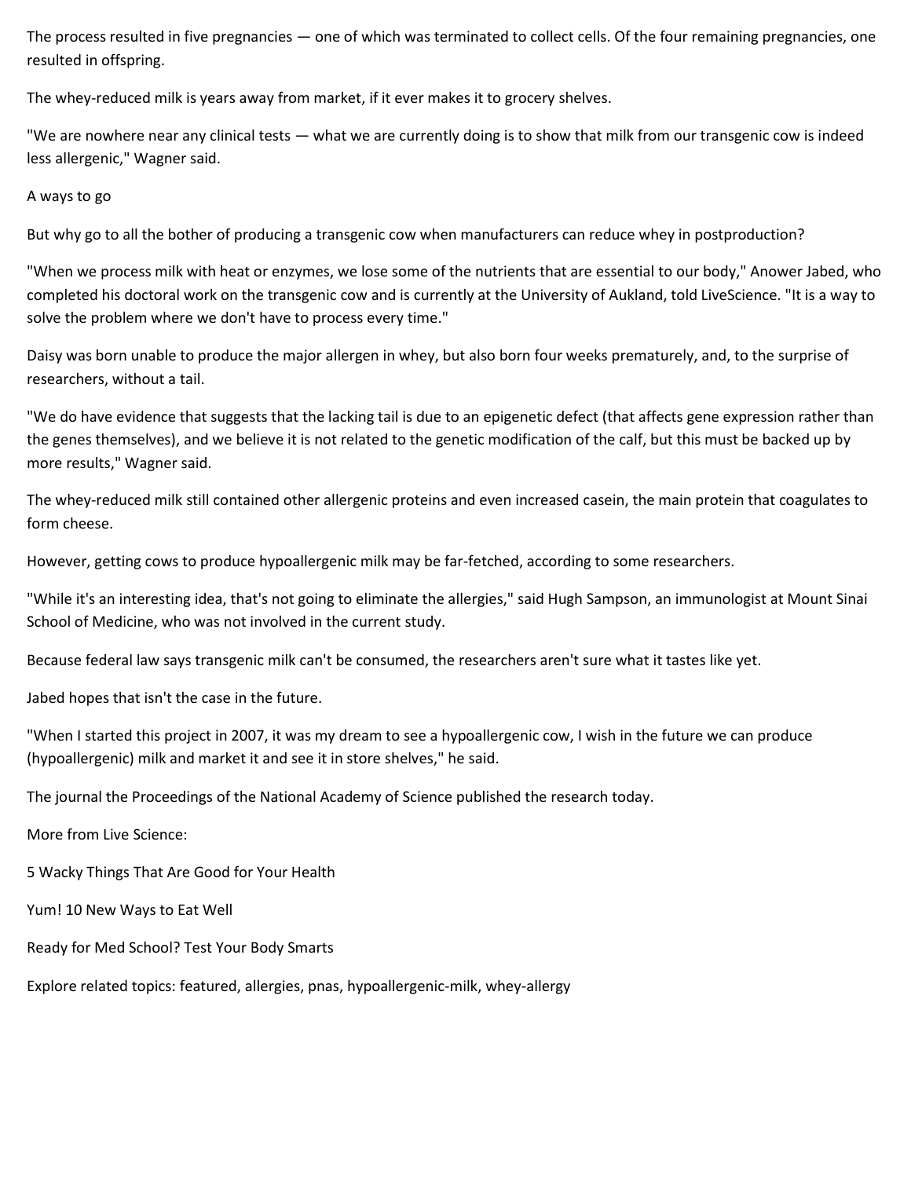The process resulted in five pregnancies — one of which was terminated to collect cells. Of the four remaining pregnancies, one resulted in offspring.

The whey-reduced milk is years away from market, if it ever makes it to grocery shelves.

"We are nowhere near any clinical tests — what we are currently doing is to show that milk from our transgenic cow is indeed less allergenic," Wagner said.

## A ways to go

But why go to all the bother of producing a transgenic cow when manufacturers can reduce whey in postproduction?

"When we process milk with heat or enzymes, we lose some of the nutrients that are essential to our body," Anower Jabed, who completed his doctoral work on the transgenic cow and is currently at the University of Aukland, told LiveScience. "It is a way to solve the problem where we don't have to process every time."

Daisy was born unable to produce the major allergen in whey, but also born four weeks prematurely, and, to the surprise of researchers, without a tail.

"We do have evidence that suggests that the lacking tail is due to an epigenetic defect (that affects gene expression rather than the genes themselves), and we believe it is not related to the genetic modification of the calf, but this must be backed up by more results," Wagner said.

The whey-reduced milk still contained other allergenic proteins and even increased casein, the main protein that coagulates to form cheese.

However, getting cows to produce hypoallergenic milk may be far-fetched, according to some researchers.

"While it's an interesting idea, that's not going to eliminate the allergies," said Hugh Sampson, an immunologist at Mount Sinai School of Medicine, who was not involved in the current study.

Because federal law says transgenic milk can't be consumed, the researchers aren't sure what it tastes like yet.

Jabed hopes that isn't the case in the future.

"When I started this project in 2007, it was my dream to see a hypoallergenic cow, I wish in the future we can produce (hypoallergenic) milk and market it and see it in store shelves," he said.

The journal the Proceedings of the National Academy of Science published the research today.

More from Live Science:

5 Wacky Things That Are Good for Your Health

Yum! 10 New Ways to Eat Well

Ready for Med School? Test Your Body Smarts

Explore related topics: featured, allergies, pnas, hypoallergenic-milk, whey-allergy